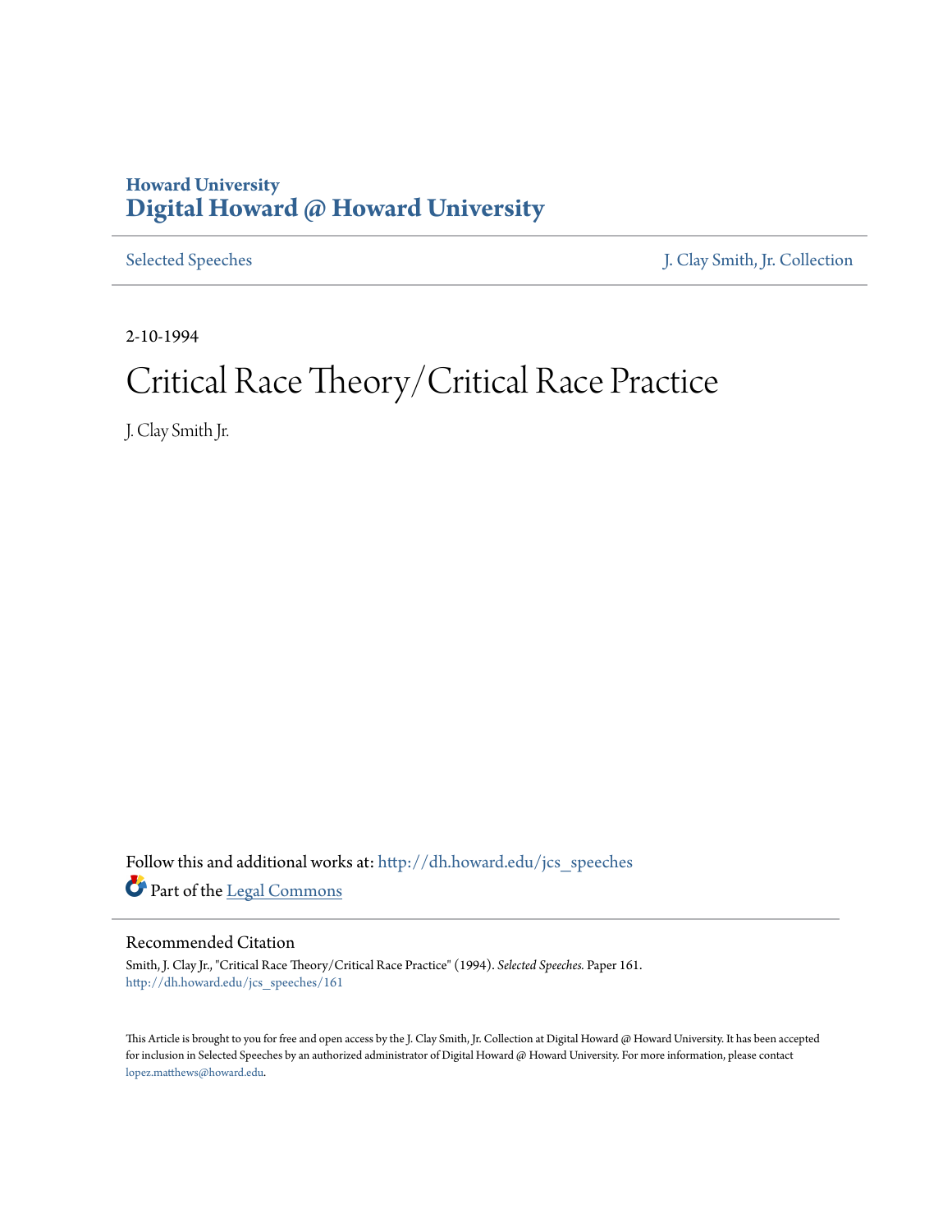Howard University
**Digital Howard @ Howard University**

Selected Speeches | J. Clay Smith, Jr. Collection

2-10-1994

# Critical Race Theory/Critical Race Practice

J. Clay Smith Jr.

Follow this and additional works at: http://dh.howard.edu/jcs_speeches

Part of the Legal Commons

## Recommended Citation

Smith, J. Clay Jr., "Critical Race Theory/Critical Race Practice" (1994). *Selected Speeches.* Paper 161.
http://dh.howard.edu/jcs_speeches/161

This Article is brought to you for free and open access by the J. Clay Smith, Jr. Collection at Digital Howard @ Howard University. It has been accepted for inclusion in Selected Speeches by an authorized administrator of Digital Howard @ Howard University. For more information, please contact lopez.matthews@howard.edu.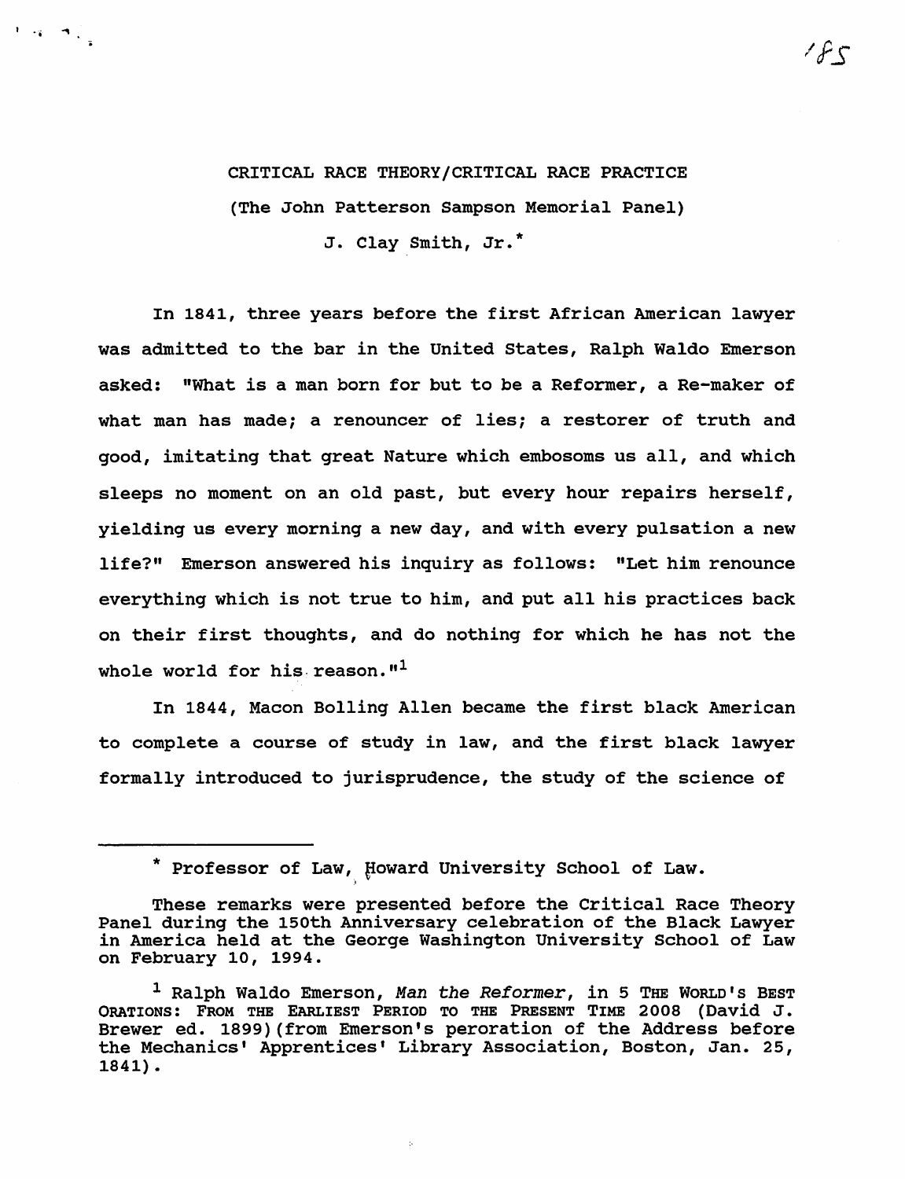# CRITICAL RACE THEORY/CRITICAL RACE PRACTICE

(The John Patterson Sampson Memorial Panel)

J. Clay Smith, Jr.*

In 1841, three years before the first African American lawyer was admitted to the bar in the United States, Ralph Waldo Emerson asked: "What is a man born for but to be a Reformer, a Re-maker of what man has made; a renouncer of lies; a restorer of truth and good, imitating that great Nature which embosoms us all, and which sleeps no moment on an old past, but every hour repairs herself, yielding us every morning a new day, and with every pulsation a new life?" Emerson answered his inquiry as follows: "Let him renounce everything which is not true to him, and put all his practices back on their first thoughts, and do nothing for which he has not the whole world for his reason."[1]

In 1844, Macon Bolling Allen became the first black American to complete a course of study in law, and the first black lawyer formally introduced to jurisprudence, the study of the science of

---

\* Professor of Law, Howard University School of Law.

These remarks were presented before the Critical Race Theory Panel during the 150th Anniversary celebration of the Black Lawyer in America held at the George Washington University School of Law on February 10, 1994.

[1] Ralph Waldo Emerson, *Man the Reformer*, in 5 THE WORLD'S BEST ORATIONS: FROM THE EARLIEST PERIOD TO THE PRESENT TIME 2008 (David J. Brewer ed. 1899)(from Emerson's peroration of the Address before the Mechanics' Apprentices' Library Association, Boston, Jan. 25, 1841).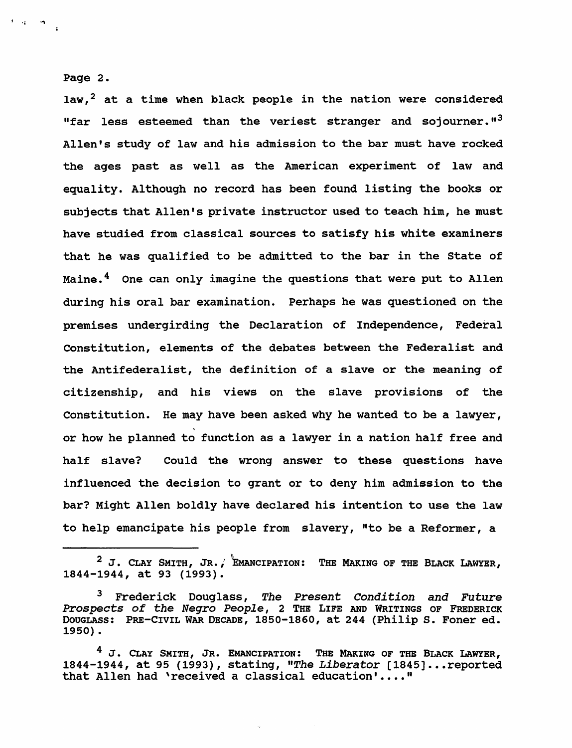law,[2] at a time when black people in the nation were considered "far less esteemed than the veriest stranger and sojourner."[3] Allen's study of law and his admission to the bar must have rocked the ages past as well as the American experiment of law and equality. Although no record has been found listing the books or subjects that Allen's private instructor used to teach him, he must have studied from classical sources to satisfy his white examiners that he was qualified to be admitted to the bar in the State of Maine.[4] One can only imagine the questions that were put to Allen during his oral bar examination. Perhaps he was questioned on the premises undergirding the Declaration of Independence, Federal Constitution, elements of the debates between the Federalist and the Antifederalist, the definition of a slave or the meaning of citizenship, and his views on the slave provisions of the Constitution. He may have been asked why he wanted to be a lawyer, or how he planned to function as a lawyer in a nation half free and half slave? Could the wrong answer to these questions have influenced the decision to grant or to deny him admission to the bar? Might Allen boldly have declared his intention to use the law to help emancipate his people from slavery, "to be a Reformer, a

---

[2] J. CLAY SMITH, JR., EMANCIPATION: THE MAKING OF THE BLACK LAWYER, 1844-1944, at 93 (1993).

[3] Frederick Douglass, *The Present Condition and Future Prospects of the Negro People*, 2 THE LIFE AND WRITINGS OF FREDERICK DOUGLASS: PRE-CIVIL WAR DECADE, 1850-1860, at 244 (Philip S. Foner ed. 1950).

[4] J. CLAY SMITH, JR. EMANCIPATION: THE MAKING OF THE BLACK LAWYER, 1844-1944, at 95 (1993), stating, "*The Liberator* [1845]...reported that Allen had 'received a classical education'...."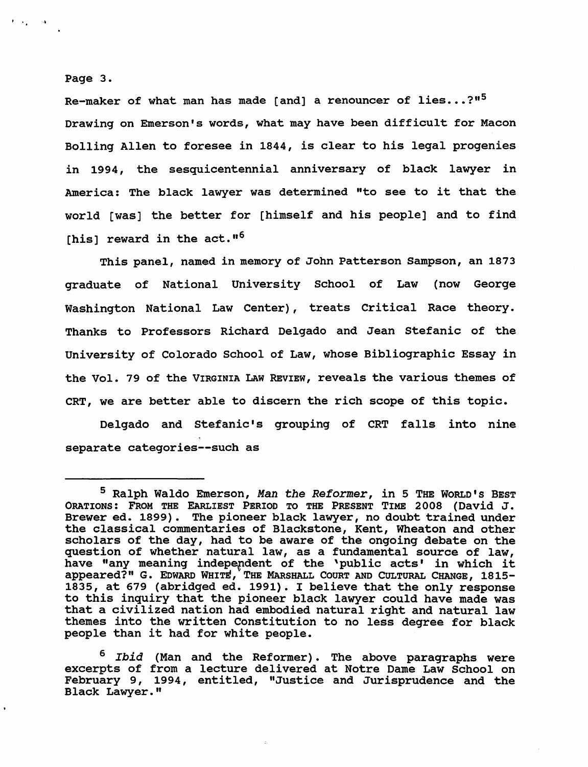Re-maker of what man has made [and] a renouncer of lies...?"[5] Drawing on Emerson's words, what may have been difficult for Macon Bolling Allen to foresee in 1844, is clear to his legal progenies in 1994, the sesquicentennial anniversary of black lawyer in America: The black lawyer was determined "to see to it that the world [was] the better for [himself and his people] and to find [his] reward in the act."[6]

This panel, named in memory of John Patterson Sampson, an 1873 graduate of National University School of Law (now George Washington National Law Center), treats Critical Race theory. Thanks to Professors Richard Delgado and Jean Stefanic of the University of Colorado School of Law, whose Bibliographic Essay in the Vol. 79 of the VIRGINIA LAW REVIEW, reveals the various themes of CRT, we are better able to discern the rich scope of this topic.

Delgado and Stefanic's grouping of CRT falls into nine separate categories--such as

---

[5] Ralph Waldo Emerson, *Man the Reformer*, in 5 THE WORLD'S BEST ORATIONS: FROM THE EARLIEST PERIOD TO THE PRESENT TIME 2008 (David J. Brewer ed. 1899). The pioneer black lawyer, no doubt trained under the classical commentaries of Blackstone, Kent, Wheaton and other scholars of the day, had to be aware of the ongoing debate on the question of whether natural law, as a fundamental source of law, have "any meaning independent of the 'public acts' in which it appeared?" G. EDWARD WHITE, THE MARSHALL COURT AND CULTURAL CHANGE, 1815-1835, at 679 (abridged ed. 1991). I believe that the only response to this inquiry that the pioneer black lawyer could have made was that a civilized nation had embodied natural right and natural law themes into the written Constitution to no less degree for black people than it had for white people.

[6] *Ibid* (Man and the Reformer). The above paragraphs were excerpts of from a lecture delivered at Notre Dame Law School on February 9, 1994, entitled, "Justice and Jurisprudence and the Black Lawyer."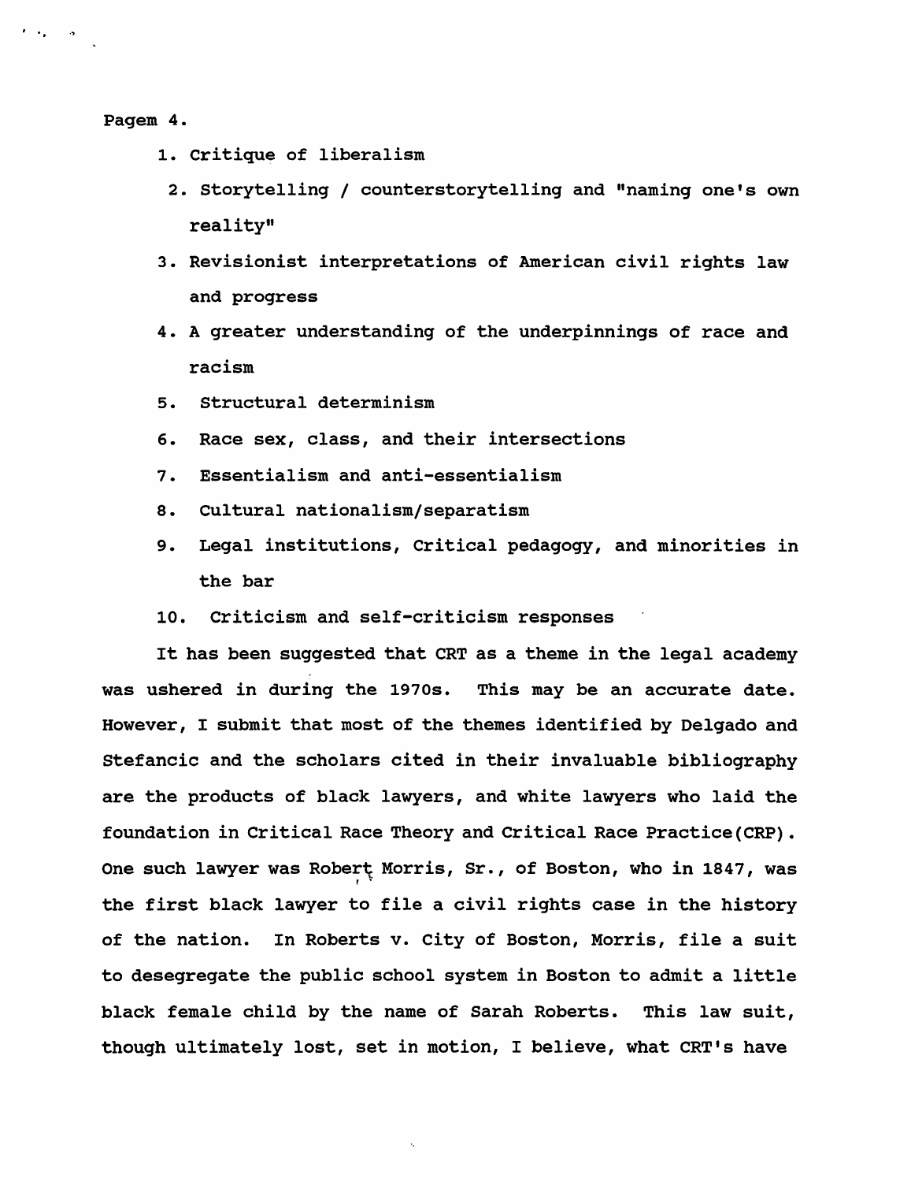Pagem 4.

1. Critique of liberalism
2. Storytelling / counterstorytelling and "naming one's own reality"
3. Revisionist interpretations of American civil rights law and progress
4. A greater understanding of the underpinnings of race and racism
5. Structural determinism
6. Race sex, class, and their intersections
7. Essentialism and anti-essentialism
8. Cultural nationalism/separatism
9. Legal institutions, Critical pedagogy, and minorities in the bar
10. Criticism and self-criticism responses

It has been suggested that CRT as a theme in the legal academy was ushered in during the 1970s. This may be an accurate date. However, I submit that most of the themes identified by Delgado and Stefancic and the scholars cited in their invaluable bibliography are the products of black lawyers, and white lawyers who laid the foundation in Critical Race Theory and Critical Race Practice(CRP). One such lawyer was Robert Morris, Sr., of Boston, who in 1847, was the first black lawyer to file a civil rights case in the history of the nation. In Roberts v. City of Boston, Morris, file a suit to desegregate the public school system in Boston to admit a little black female child by the name of Sarah Roberts. This law suit, though ultimately lost, set in motion, I believe, what CRT's have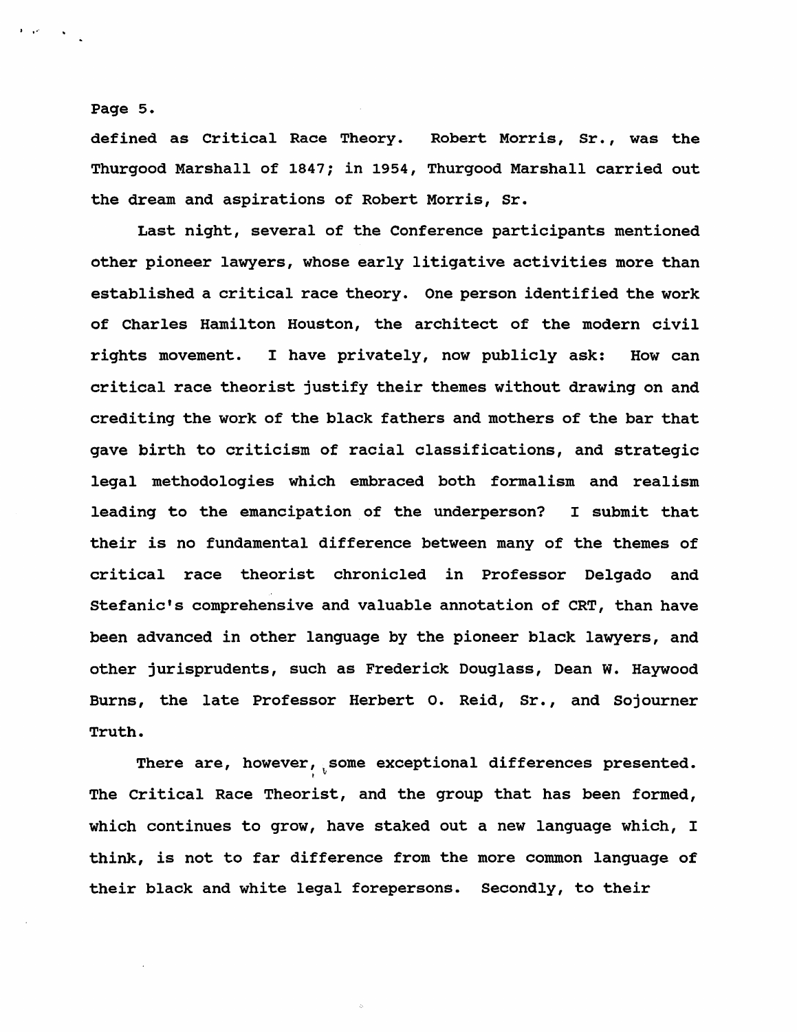defined as Critical Race Theory. Robert Morris, Sr., was the Thurgood Marshall of 1847; in 1954, Thurgood Marshall carried out the dream and aspirations of Robert Morris, Sr.

Last night, several of the Conference participants mentioned other pioneer lawyers, whose early litigative activities more than established a critical race theory. One person identified the work of Charles Hamilton Houston, the architect of the modern civil rights movement. I have privately, now publicly ask: How can critical race theorist justify their themes without drawing on and crediting the work of the black fathers and mothers of the bar that gave birth to criticism of racial classifications, and strategic legal methodologies which embraced both formalism and realism leading to the emancipation of the underperson? I submit that their is no fundamental difference between many of the themes of critical race theorist chronicled in Professor Delgado and Stefanic's comprehensive and valuable annotation of CRT, than have been advanced in other language by the pioneer black lawyers, and other jurisprudents, such as Frederick Douglass, Dean W. Haywood Burns, the late Professor Herbert O. Reid, Sr., and Sojourner Truth.

There are, however, some exceptional differences presented. The Critical Race Theorist, and the group that has been formed, which continues to grow, have staked out a new language which, I think, is not to far difference from the more common language of their black and white legal forepersons. Secondly, to their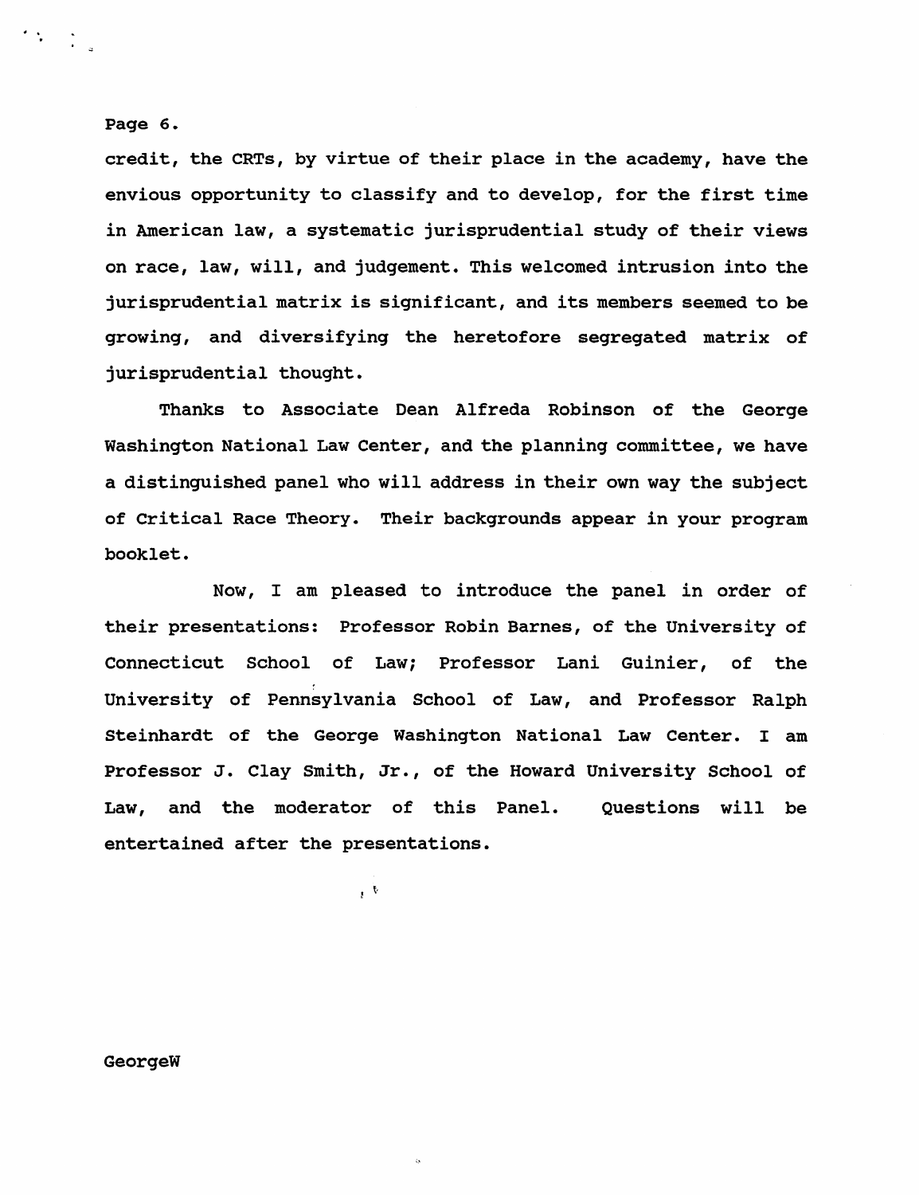credit, the CRTs, by virtue of their place in the academy, have the envious opportunity to classify and to develop, for the first time in American law, a systematic jurisprudential study of their views on race, law, will, and judgement. This welcomed intrusion into the jurisprudential matrix is significant, and its members seemed to be growing, and diversifying the heretofore segregated matrix of jurisprudential thought.

Thanks to Associate Dean Alfreda Robinson of the George Washington National Law Center, and the planning committee, we have a distinguished panel who will address in their own way the subject of Critical Race Theory. Their backgrounds appear in your program booklet.

Now, I am pleased to introduce the panel in order of their presentations: Professor Robin Barnes, of the University of Connecticut School of Law; Professor Lani Guinier, of the University of Pennsylvania School of Law, and Professor Ralph Steinhardt of the George Washington National Law Center. I am Professor J. Clay Smith, Jr., of the Howard University School of Law, and the moderator of this Panel. Questions will be entertained after the presentations.

GeorgeW